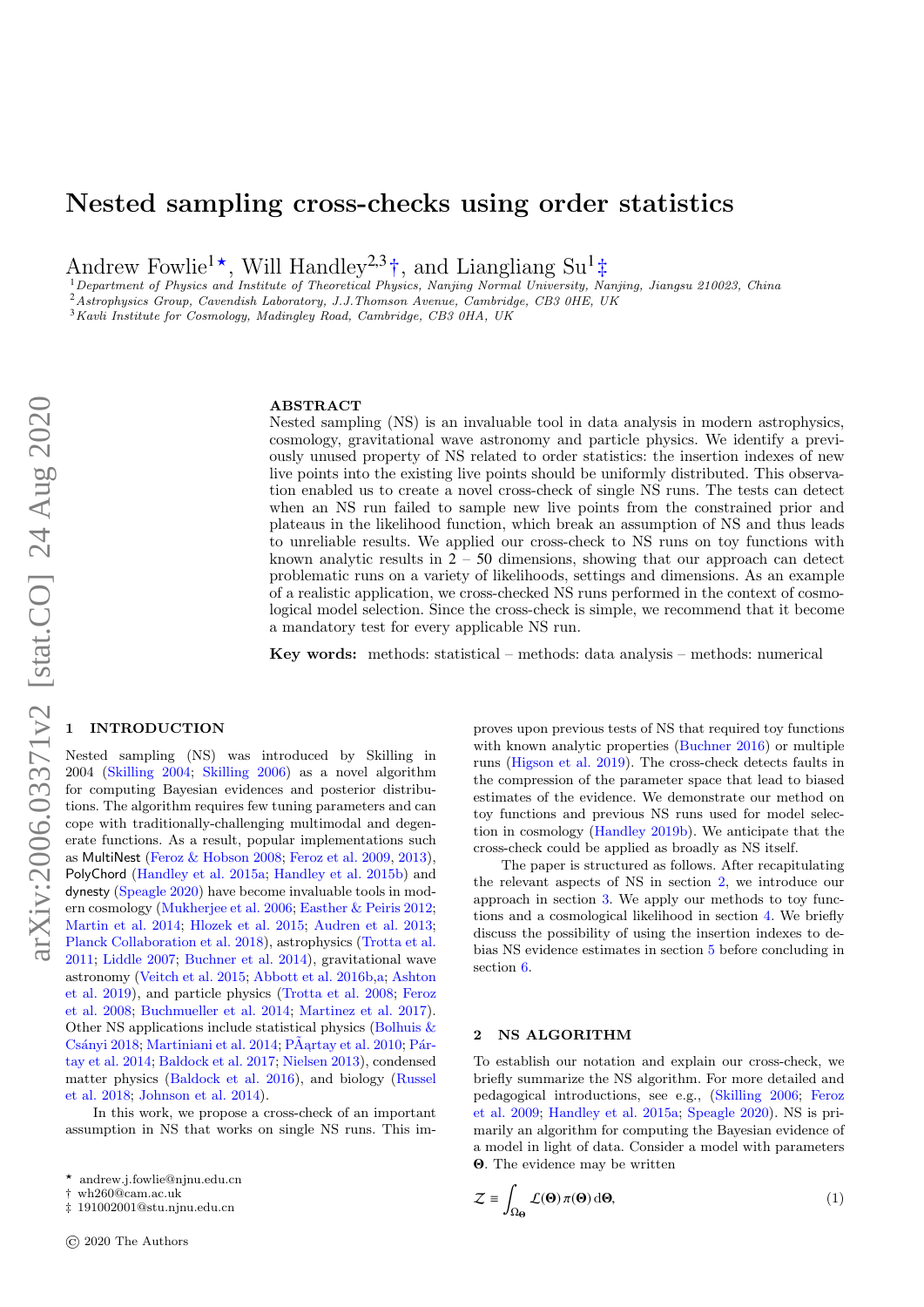# Nested sampling cross-checks using order statistics

Andrew Fowlie[1]★, Will Handley[2,3]†, and Liangliang Su[1]‡

[1] Department of Physics and Institute of Theoretical Physics, Nanjing Normal University, Nanjing, Jiangsu 210023, China
[2] Astrophysics Group, Cavendish Laboratory, J.J.Thomson Avenue, Cambridge, CB3 0HE, UK
[3] Kavli Institute for Cosmology, Madingley Road, Cambridge, CB3 0HA, UK

## ABSTRACT

Nested sampling (NS) is an invaluable tool in data analysis in modern astrophysics, cosmology, gravitational wave astronomy and particle physics. We identify a previously unused property of NS related to order statistics: the insertion indexes of new live points into the existing live points should be uniformly distributed. This observation enabled us to create a novel cross-check of single NS runs. The tests can detect when an NS run failed to sample new live points from the constrained prior and plateaus in the likelihood function, which break an assumption of NS and thus leads to unreliable results. We applied our cross-check to NS runs on toy functions with known analytic results in 2 – 50 dimensions, showing that our approach can detect problematic runs on a variety of likelihoods, settings and dimensions. As an example of a realistic application, we cross-checked NS runs performed in the context of cosmological model selection. Since the cross-check is simple, we recommend that it become a mandatory test for every applicable NS run.

**Key words:** methods: statistical – methods: data analysis – methods: numerical

## 1 INTRODUCTION

Nested sampling (NS) was introduced by Skilling in 2004 (Skilling 2004; Skilling 2006) as a novel algorithm for computing Bayesian evidences and posterior distributions. The algorithm requires few tuning parameters and can cope with traditionally-challenging multimodal and degenerate functions. As a result, popular implementations such as MultiNest (Feroz & Hobson 2008; Feroz et al. 2009, 2013), PolyChord (Handley et al. 2015a; Handley et al. 2015b) and dynesty (Speagle 2020) have become invaluable tools in modern cosmology (Mukherjee et al. 2006; Easther & Peiris 2012; Martin et al. 2014; Hlozek et al. 2015; Audren et al. 2013; Planck Collaboration et al. 2018), astrophysics (Trotta et al. 2011; Liddle 2007; Buchner et al. 2014), gravitational wave astronomy (Veitch et al. 2015; Abbott et al. 2016b,a; Ashton et al. 2019), and particle physics (Trotta et al. 2008; Feroz et al. 2008; Buchmueller et al. 2014; Martinez et al. 2017). Other NS applications include statistical physics (Bolhuis & Csányi 2018; Martiniani et al. 2014; PÃąrtay et al. 2010; Pártay et al. 2014; Baldock et al. 2017; Nielsen 2013), condensed matter physics (Baldock et al. 2016), and biology (Russel et al. 2018; Johnson et al. 2014).

In this work, we propose a cross-check of an important assumption in NS that works on single NS runs. This improves upon previous tests of NS that required toy functions with known analytic properties (Buchner 2016) or multiple runs (Higson et al. 2019). The cross-check detects faults in the compression of the parameter space that lead to biased estimates of the evidence. We demonstrate our method on toy functions and previous NS runs used for model selection in cosmology (Handley 2019b). We anticipate that the cross-check could be applied as broadly as NS itself.

The paper is structured as follows. After recapitulating the relevant aspects of NS in section 2, we introduce our approach in section 3. We apply our methods to toy functions and a cosmological likelihood in section 4. We briefly discuss the possibility of using the insertion indexes to debias NS evidence estimates in section 5 before concluding in section 6.

## 2 NS ALGORITHM

To establish our notation and explain our cross-check, we briefly summarize the NS algorithm. For more detailed and pedagogical introductions, see e.g., (Skilling 2006; Feroz et al. 2009; Handley et al. 2015a; Speagle 2020). NS is primarily an algorithm for computing the Bayesian evidence of a model in light of data. Consider a model with parameters $\mathbf{\Theta}$. The evidence may be written

$$\mathcal{Z} \equiv \int_{\Omega_{\mathbf{\Theta}}} \mathcal{L}(\mathbf{\Theta})\, \pi(\mathbf{\Theta})\, \mathrm{d}\mathbf{\Theta}, \tag{1}$$

★ andrew.j.fowlie@njnu.edu.cn
† wh260@cam.ac.uk
‡ 191002001@stu.njnu.edu.cn

© 2020 The Authors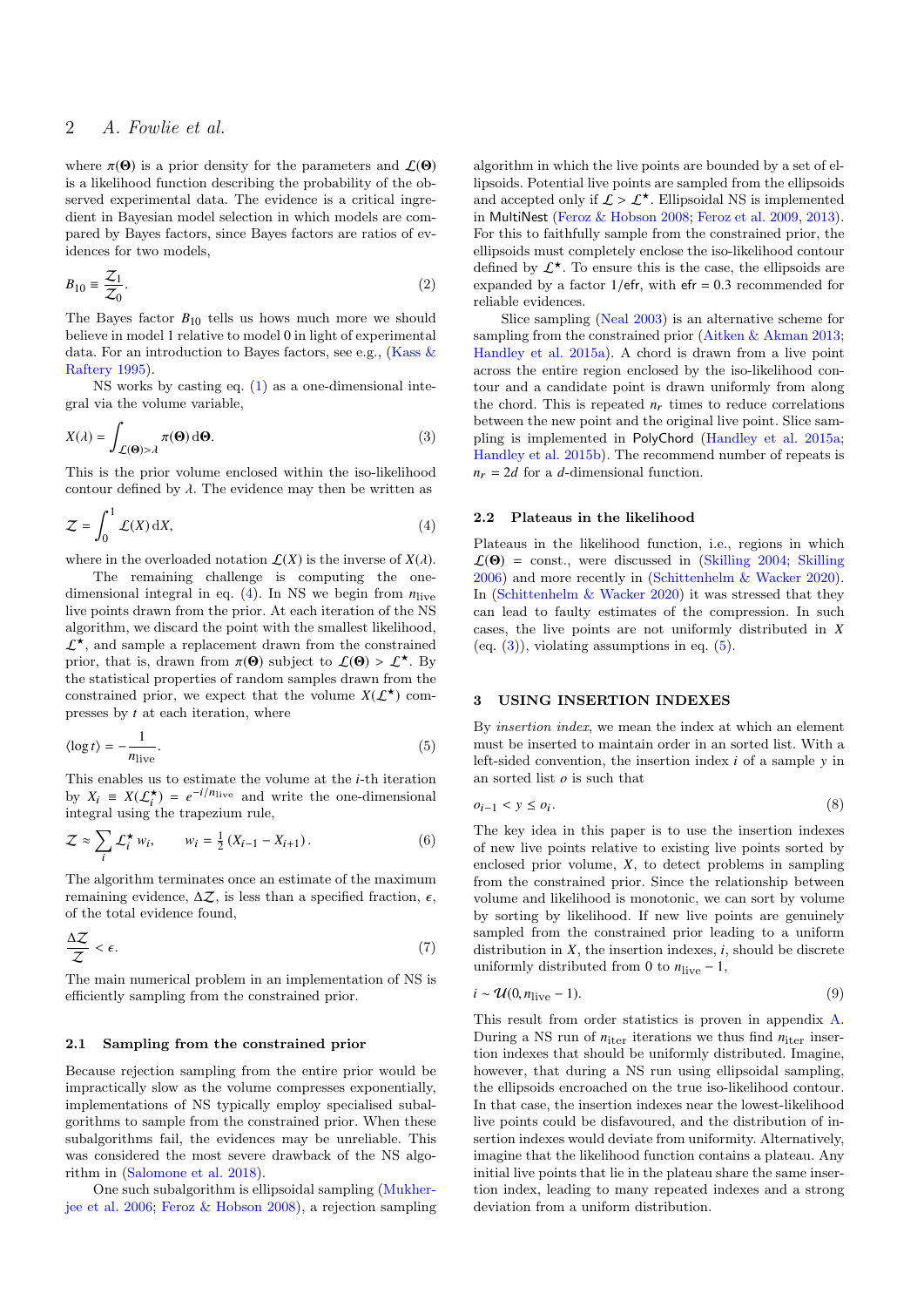where $\pi(\mathbf{\Theta})$ is a prior density for the parameters and $\mathcal{L}(\mathbf{\Theta})$ is a likelihood function describing the probability of the observed experimental data. The evidence is a critical ingredient in Bayesian model selection in which models are compared by Bayes factors, since Bayes factors are ratios of evidences for two models,

$$B_{10} \equiv \frac{\mathcal{Z}_1}{\mathcal{Z}_0}. \tag{2}$$

The Bayes factor $B_{10}$ tells us hows much more we should believe in model 1 relative to model 0 in light of experimental data. For an introduction to Bayes factors, see e.g., (Kass & Raftery 1995).

NS works by casting eq. (1) as a one-dimensional integral via the volume variable,

$$X(\lambda) = \int_{\mathcal{L}(\mathbf{\Theta}) > \lambda} \pi(\mathbf{\Theta}) \, \mathrm{d}\mathbf{\Theta}. \tag{3}$$

This is the prior volume enclosed within the iso-likelihood contour defined by $\lambda$. The evidence may then be written as

$$\mathcal{Z} = \int_0^1 \mathcal{L}(X) \, \mathrm{d}X, \tag{4}$$

where in the overloaded notation $\mathcal{L}(X)$ is the inverse of $X(\lambda)$.

The remaining challenge is computing the one-dimensional integral in eq. (4). In NS we begin from $n_\text{live}$ live points drawn from the prior. At each iteration of the NS algorithm, we discard the point with the smallest likelihood, $\mathcal{L}^\star$, and sample a replacement drawn from the constrained prior, that is, drawn from $\pi(\mathbf{\Theta})$ subject to $\mathcal{L}(\mathbf{\Theta}) > \mathcal{L}^\star$. By the statistical properties of random samples drawn from the constrained prior, we expect that the volume $X(\mathcal{L}^\star)$ compresses by $t$ at each iteration, where

$$\langle \log t \rangle = -\frac{1}{n_\text{live}}. \tag{5}$$

This enables us to estimate the volume at the $i$-th iteration by $X_i \equiv X(\mathcal{L}_i^\star) = e^{-i/n_\text{live}}$ and write the one-dimensional integral using the trapezium rule,

$$\mathcal{Z} \approx \sum_i \mathcal{L}_i^\star \, w_i, \qquad w_i = \tfrac{1}{2} \left( X_{i-1} - X_{i+1} \right). \tag{6}$$

The algorithm terminates once an estimate of the maximum remaining evidence, $\Delta\mathcal{Z}$, is less than a specified fraction, $\epsilon$, of the total evidence found,

$$\frac{\Delta \mathcal{Z}}{\mathcal{Z}} < \epsilon. \tag{7}$$

The main numerical problem in an implementation of NS is efficiently sampling from the constrained prior.

### 2.1 Sampling from the constrained prior

Because rejection sampling from the entire prior would be impractically slow as the volume compresses exponentially, implementations of NS typically employ specialised subalgorithms to sample from the constrained prior. When these subalgorithms fail, the evidences may be unreliable. This was considered the most severe drawback of the NS algorithm in (Salomone et al. 2018).

One such subalgorithm is ellipsoidal sampling (Mukherjee et al. 2006; Feroz & Hobson 2008), a rejection sampling algorithm in which the live points are bounded by a set of ellipsoids. Potential live points are sampled from the ellipsoids and accepted only if $\mathcal{L} > \mathcal{L}^\star$. Ellipsoidal NS is implemented in MultiNest (Feroz & Hobson 2008; Feroz et al. 2009, 2013). For this to faithfully sample from the constrained prior, the ellipsoids must completely enclose the iso-likelihood contour defined by $\mathcal{L}^\star$. To ensure this is the case, the ellipsoids are expanded by a factor $1/\mathsf{efr}$, with $\mathsf{efr} = 0.3$ recommended for reliable evidences.

Slice sampling (Neal 2003) is an alternative scheme for sampling from the constrained prior (Aitken & Akman 2013; Handley et al. 2015a). A chord is drawn from a live point across the entire region enclosed by the iso-likelihood contour and a candidate point is drawn uniformly from along the chord. This is repeated $n_r$ times to reduce correlations between the new point and the original live point. Slice sampling is implemented in PolyChord (Handley et al. 2015a; Handley et al. 2015b). The recommend number of repeats is $n_r = 2d$ for a $d$-dimensional function.

### 2.2 Plateaus in the likelihood

Plateaus in the likelihood function, i.e., regions in which $\mathcal{L}(\mathbf{\Theta}) = \text{const.}$, were discussed in (Skilling 2004; Skilling 2006) and more recently in (Schittenhelm & Wacker 2020). In (Schittenhelm & Wacker 2020) it was stressed that they can lead to faulty estimates of the compression. In such cases, the live points are not uniformly distributed in $X$ (eq. (3)), violating assumptions in eq. (5).

## 3 USING INSERTION INDEXES

By *insertion index*, we mean the index at which an element must be inserted to maintain order in an sorted list. With a left-sided convention, the insertion index $i$ of a sample $y$ in an sorted list $o$ is such that

$$o_{i-1} < y \leq o_i. \tag{8}$$

The key idea in this paper is to use the insertion indexes of new live points relative to existing live points sorted by enclosed prior volume, $X$, to detect problems in sampling from the constrained prior. Since the relationship between volume and likelihood is monotonic, we can sort by volume by sorting by likelihood. If new live points are genuinely sampled from the constrained prior leading to a uniform distribution in $X$, the insertion indexes, $i$, should be discrete uniformly distributed from 0 to $n_\text{live} - 1$,

$$i \sim \mathcal{U}(0, n_\text{live} - 1). \tag{9}$$

This result from order statistics is proven in appendix A. During a NS run of $n_\text{iter}$ iterations we thus find $n_\text{iter}$ insertion indexes that should be uniformly distributed. Imagine, however, that during a NS run using ellipsoidal sampling, the ellipsoids encroached on the true iso-likelihood contour. In that case, the insertion indexes near the lowest-likelihood live points could be disfavoured, and the distribution of insertion indexes would deviate from uniformity. Alternatively, imagine that the likelihood function contains a plateau. Any initial live points that lie in the plateau share the same insertion index, leading to many repeated indexes and a strong deviation from a uniform distribution.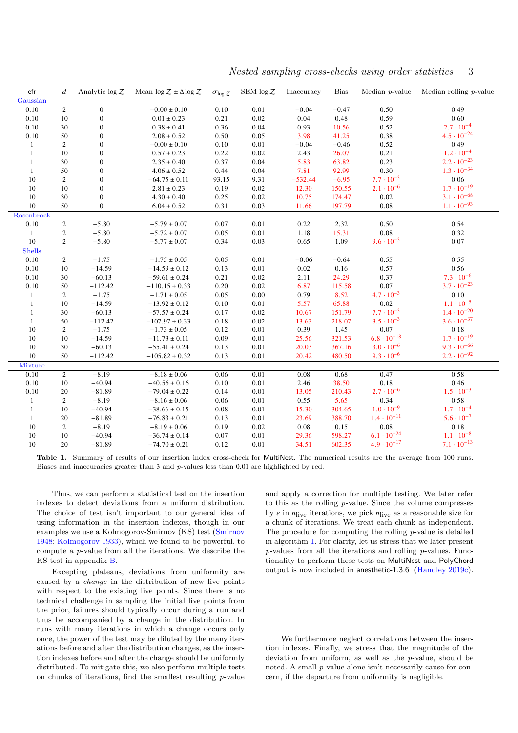| efr | $d$ | Analytic $\log\mathcal{Z}$ | Mean $\log\mathcal{Z} \pm \Delta\log\mathcal{Z}$ | $\sigma_{\log\mathcal{Z}}$ | SEM $\log\mathcal{Z}$ | Inaccuracy | Bias | Median $p$-value | Median rolling $p$-value |
|---|---|---|---|---|---|---|---|---|---|
| Gaussian | | | | | | | | | |
| 0.10 | 2 | 0 | $-0.00 \pm 0.10$ | 0.10 | 0.01 | −0.04 | −0.47 | 0.50 | 0.49 |
| 0.10 | 10 | 0 | $0.01 \pm 0.23$ | 0.21 | 0.02 | 0.04 | 0.48 | 0.59 | 0.60 |
| 0.10 | 30 | 0 | $0.38 \pm 0.41$ | 0.36 | 0.04 | 0.93 | 10.56 | 0.52 | $2.7 \cdot 10^{-4}$ |
| 0.10 | 50 | 0 | $2.08 \pm 0.52$ | 0.50 | 0.05 | 3.98 | 41.25 | 0.38 | $4.5 \cdot 10^{-24}$ |
| 1 | 2 | 0 | $-0.00 \pm 0.10$ | 0.10 | 0.01 | −0.04 | −0.46 | 0.52 | 0.49 |
| 1 | 10 | 0 | $0.57 \pm 0.23$ | 0.22 | 0.02 | 2.43 | 26.07 | 0.21 | $1.2 \cdot 10^{-4}$ |
| 1 | 30 | 0 | $2.35 \pm 0.40$ | 0.37 | 0.04 | 5.83 | 63.82 | 0.23 | $2.2 \cdot 10^{-23}$ |
| 1 | 50 | 0 | $4.06 \pm 0.52$ | 0.44 | 0.04 | 7.81 | 92.99 | 0.30 | $1.3 \cdot 10^{-34}$ |
| 10 | 2 | 0 | $-64.75 \pm 0.11$ | 93.15 | 9.31 | −532.44 | −6.95 | $7.7 \cdot 10^{-3}$ | 0.06 |
| 10 | 10 | 0 | $2.81 \pm 0.23$ | 0.19 | 0.02 | 12.30 | 150.55 | $2.1 \cdot 10^{-6}$ | $1.7 \cdot 10^{-19}$ |
| 10 | 30 | 0 | $4.30 \pm 0.40$ | 0.25 | 0.02 | 10.75 | 174.47 | 0.02 | $3.1 \cdot 10^{-68}$ |
| 10 | 50 | 0 | $6.04 \pm 0.52$ | 0.31 | 0.03 | 11.66 | 197.79 | 0.08 | $1.1 \cdot 10^{-93}$ |
| Rosenbrock | | | | | | | | | |
| 0.10 | 2 | −5.80 | $-5.79 \pm 0.07$ | 0.07 | 0.01 | 0.22 | 2.32 | 0.50 | 0.54 |
| 1 | 2 | −5.80 | $-5.72 \pm 0.07$ | 0.05 | 0.01 | 1.18 | 15.31 | 0.08 | 0.32 |
| 10 | 2 | −5.80 | $-5.77 \pm 0.07$ | 0.34 | 0.03 | 0.65 | 1.09 | $9.6 \cdot 10^{-3}$ | 0.07 |
| Shells | | | | | | | | | |
| 0.10 | 2 | −1.75 | $-1.75 \pm 0.05$ | 0.05 | 0.01 | −0.06 | −0.64 | 0.55 | 0.55 |
| 0.10 | 10 | −14.59 | $-14.59 \pm 0.12$ | 0.13 | 0.01 | 0.02 | 0.16 | 0.57 | 0.56 |
| 0.10 | 30 | −60.13 | $-59.61 \pm 0.24$ | 0.21 | 0.02 | 2.11 | 24.29 | 0.37 | $7.3 \cdot 10^{-6}$ |
| 0.10 | 50 | −112.42 | $-110.15 \pm 0.33$ | 0.20 | 0.02 | 6.87 | 115.58 | 0.07 | $3.7 \cdot 10^{-23}$ |
| 1 | 2 | −1.75 | $-1.71 \pm 0.05$ | 0.05 | 0.00 | 0.79 | 8.52 | $4.7 \cdot 10^{-3}$ | 0.10 |
| 1 | 10 | −14.59 | $-13.92 \pm 0.12$ | 0.10 | 0.01 | 5.57 | 65.88 | 0.02 | $1.1 \cdot 10^{-5}$ |
| 1 | 30 | −60.13 | $-57.57 \pm 0.24$ | 0.17 | 0.02 | 10.67 | 151.79 | $7.7 \cdot 10^{-3}$ | $1.4 \cdot 10^{-20}$ |
| 1 | 50 | −112.42 | $-107.97 \pm 0.33$ | 0.18 | 0.02 | 13.63 | 218.07 | $3.5 \cdot 10^{-3}$ | $3.6 \cdot 10^{-37}$ |
| 10 | 2 | −1.75 | $-1.73 \pm 0.05$ | 0.12 | 0.01 | 0.39 | 1.45 | 0.07 | 0.18 |
| 10 | 10 | −14.59 | $-11.73 \pm 0.11$ | 0.09 | 0.01 | 25.56 | 321.53 | $6.8 \cdot 10^{-18}$ | $1.7 \cdot 10^{-19}$ |
| 10 | 30 | −60.13 | $-55.41 \pm 0.24$ | 0.13 | 0.01 | 20.03 | 367.16 | $3.0 \cdot 10^{-6}$ | $9.3 \cdot 10^{-66}$ |
| 10 | 50 | −112.42 | $-105.82 \pm 0.32$ | 0.13 | 0.01 | 20.42 | 480.50 | $9.3 \cdot 10^{-6}$ | $2.2 \cdot 10^{-92}$ |
| Mixture | | | | | | | | | |
| 0.10 | 2 | −8.19 | $-8.18 \pm 0.06$ | 0.06 | 0.01 | 0.08 | 0.68 | 0.47 | 0.58 |
| 0.10 | 10 | −40.94 | $-40.56 \pm 0.16$ | 0.10 | 0.01 | 2.46 | 38.50 | 0.18 | 0.46 |
| 0.10 | 20 | −81.89 | $-79.04 \pm 0.22$ | 0.14 | 0.01 | 13.05 | 210.43 | $2.7 \cdot 10^{-6}$ | $1.5 \cdot 10^{-3}$ |
| 1 | 2 | −8.19 | $-8.16 \pm 0.06$ | 0.06 | 0.01 | 0.55 | 5.65 | 0.34 | 0.58 |
| 1 | 10 | −40.94 | $-38.66 \pm 0.15$ | 0.08 | 0.01 | 15.30 | 304.65 | $1.0 \cdot 10^{-9}$ | $1.7 \cdot 10^{-4}$ |
| 1 | 20 | −81.89 | $-76.83 \pm 0.21$ | 0.13 | 0.01 | 23.69 | 388.70 | $1.4 \cdot 10^{-11}$ | $5.6 \cdot 10^{-7}$ |
| 10 | 2 | −8.19 | $-8.19 \pm 0.06$ | 0.19 | 0.02 | 0.08 | 0.15 | 0.08 | 0.18 |
| 10 | 10 | −40.94 | $-36.74 \pm 0.14$ | 0.07 | 0.01 | 29.36 | 598.27 | $6.1 \cdot 10^{-24}$ | $1.1 \cdot 10^{-8}$ |
| 10 | 20 | −81.89 | $-74.70 \pm 0.21$ | 0.12 | 0.01 | 34.51 | 602.35 | $4.9 \cdot 10^{-17}$ | $7.1 \cdot 10^{-13}$ |

**Table 1.** Summary of results of our insertion index cross-check for MultiNest. The numerical results are the average from 100 runs. Biases and inaccuracies greater than 3 and $p$-values less than 0.01 are highlighted by red.

Thus, we can perform a statistical test on the insertion indexes to detect deviations from a uniform distribution. The choice of test isn't important to our general idea of using information in the insertion indexes, though in our examples we use a Kolmogorov-Smirnov (KS) test (Smirnov 1948; Kolmogorov 1933), which we found to be powerful, to compute a $p$-value from all the iterations. We describe the KS test in appendix B.

Excepting plateaus, deviations from uniformity are caused by a *change* in the distribution of new live points with respect to the existing live points. Since there is no technical challenge in sampling the initial live points from the prior, failures should typically occur during a run and thus be accompanied by a change in the distribution. In runs with many iterations in which a change occurs only once, the power of the test may be diluted by the many iterations before and after the distribution changes, as the insertion indexes before and after the change should be uniformly distributed. To mitigate this, we also perform multiple tests on chunks of iterations, find the smallest resulting $p$-value and apply a correction for multiple testing. We later refer to this as the rolling $p$-value. Since the volume compresses by $e$ in $n_{\text{live}}$ iterations, we pick $n_{\text{live}}$ as a reasonable size for a chunk of iterations. We treat each chunk as independent. The procedure for computing the rolling $p$-value is detailed in algorithm 1. For clarity, let us stress that we later present $p$-values from all the iterations and rolling $p$-values. Functionality to perform these tests on MultiNest and PolyChord output is now included in anesthetic-1.3.6 (Handley 2019c).

We furthermore neglect correlations between the insertion indexes. Finally, we stress that the magnitude of the deviation from uniform, as well as the $p$-value, should be noted. A small $p$-value alone isn't necessarily cause for concern, if the departure from uniformity is negligible.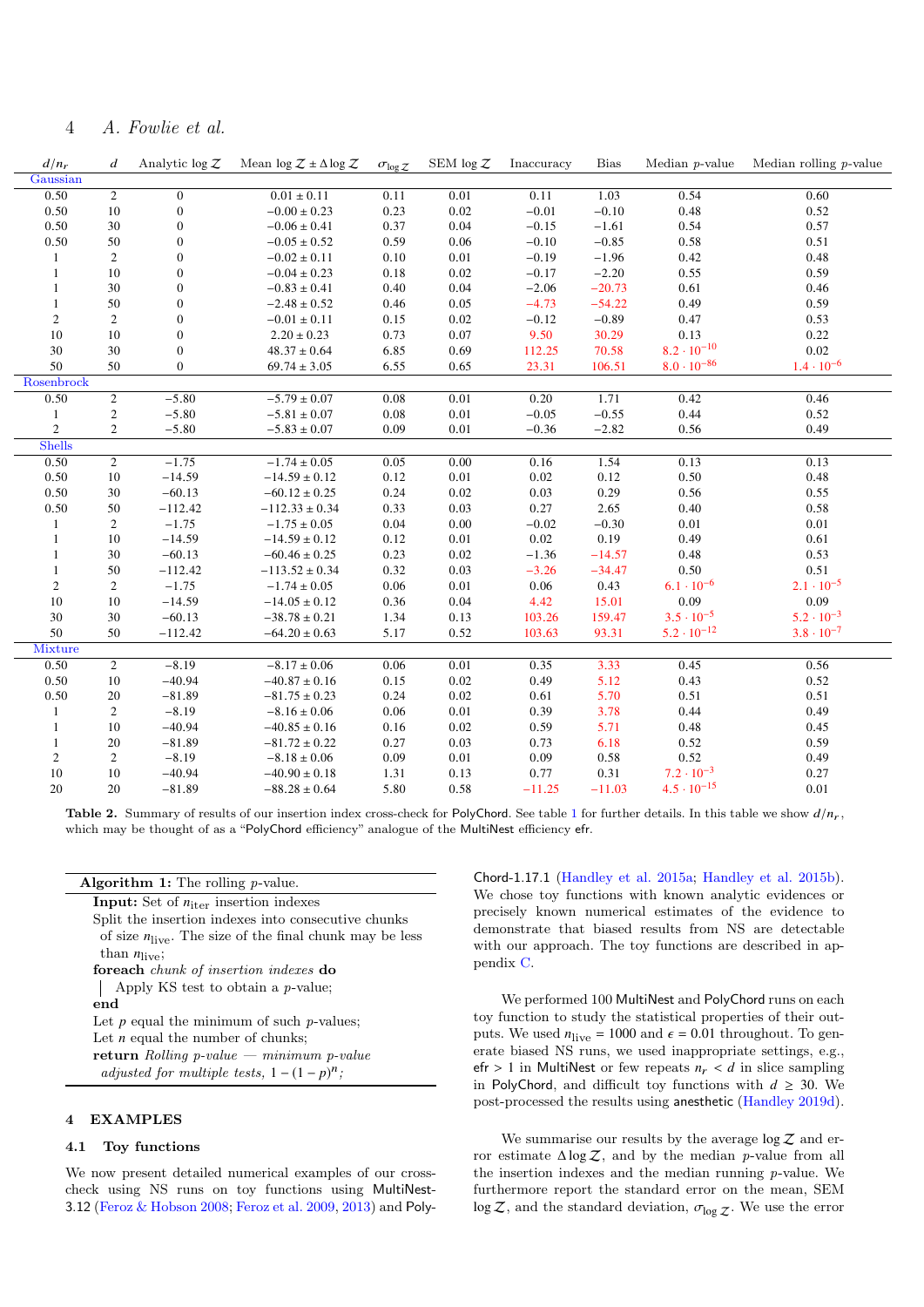| $d/n_r$ | $d$ | Analytic $\log \mathcal{Z}$ | Mean $\log \mathcal{Z} \pm \Delta \log \mathcal{Z}$ | $\sigma_{\log \mathcal{Z}}$ | SEM $\log \mathcal{Z}$ | Inaccuracy | Bias | Median $p$-value | Median rolling $p$-value |
|---|---|---|---|---|---|---|---|---|---|
| Gaussian | | | | | | | | | |
| 0.50 | 2 | 0 | $0.01 \pm 0.11$ | 0.11 | 0.01 | 0.11 | 1.03 | 0.54 | 0.60 |
| 0.50 | 10 | 0 | $-0.00 \pm 0.23$ | 0.23 | 0.02 | $-0.01$ | $-0.10$ | 0.48 | 0.52 |
| 0.50 | 30 | 0 | $-0.06 \pm 0.41$ | 0.37 | 0.04 | $-0.15$ | $-1.61$ | 0.54 | 0.57 |
| 0.50 | 50 | 0 | $-0.05 \pm 0.52$ | 0.59 | 0.06 | $-0.10$ | $-0.85$ | 0.58 | 0.51 |
| 1 | 2 | 0 | $-0.02 \pm 0.11$ | 0.10 | 0.01 | $-0.19$ | $-1.96$ | 0.42 | 0.48 |
| 1 | 10 | 0 | $-0.04 \pm 0.23$ | 0.18 | 0.02 | $-0.17$ | $-2.20$ | 0.55 | 0.59 |
| 1 | 30 | 0 | $-0.83 \pm 0.41$ | 0.40 | 0.04 | $-2.06$ | $-20.73$ | 0.61 | 0.46 |
| 1 | 50 | 0 | $-2.48 \pm 0.52$ | 0.46 | 0.05 | $-4.73$ | $-54.22$ | 0.49 | 0.59 |
| 2 | 2 | 0 | $-0.01 \pm 0.11$ | 0.15 | 0.02 | $-0.12$ | $-0.89$ | 0.47 | 0.53 |
| 10 | 10 | 0 | $2.20 \pm 0.23$ | 0.73 | 0.07 | 9.50 | 30.29 | 0.13 | 0.22 |
| 30 | 30 | 0 | $48.37 \pm 0.64$ | 6.85 | 0.69 | 112.25 | 70.58 | $8.2 \cdot 10^{-10}$ | 0.02 |
| 50 | 50 | 0 | $69.74 \pm 3.05$ | 6.55 | 0.65 | 23.31 | 106.51 | $8.0 \cdot 10^{-86}$ | $1.4 \cdot 10^{-6}$ |
| Rosenbrock | | | | | | | | | |
| 0.50 | 2 | $-5.80$ | $-5.79 \pm 0.07$ | 0.08 | 0.01 | 0.20 | 1.71 | 0.42 | 0.46 |
| 1 | 2 | $-5.80$ | $-5.81 \pm 0.07$ | 0.08 | 0.01 | $-0.05$ | $-0.55$ | 0.44 | 0.52 |
| 2 | 2 | $-5.80$ | $-5.83 \pm 0.07$ | 0.09 | 0.01 | $-0.36$ | $-2.82$ | 0.56 | 0.49 |
| Shells | | | | | | | | | |
| 0.50 | 2 | $-1.75$ | $-1.74 \pm 0.05$ | 0.05 | 0.00 | 0.16 | 1.54 | 0.13 | 0.13 |
| 0.50 | 10 | $-14.59$ | $-14.59 \pm 0.12$ | 0.12 | 0.01 | 0.02 | 0.12 | 0.50 | 0.48 |
| 0.50 | 30 | $-60.13$ | $-60.12 \pm 0.25$ | 0.24 | 0.02 | 0.03 | 0.29 | 0.56 | 0.55 |
| 0.50 | 50 | $-112.42$ | $-112.33 \pm 0.34$ | 0.33 | 0.03 | 0.27 | 2.65 | 0.40 | 0.58 |
| 1 | 2 | $-1.75$ | $-1.75 \pm 0.05$ | 0.04 | 0.00 | $-0.02$ | $-0.30$ | 0.01 | 0.01 |
| 1 | 10 | $-14.59$ | $-14.59 \pm 0.12$ | 0.12 | 0.01 | 0.02 | 0.19 | 0.49 | 0.61 |
| 1 | 30 | $-60.13$ | $-60.46 \pm 0.25$ | 0.23 | 0.02 | $-1.36$ | $-14.57$ | 0.48 | 0.53 |
| 1 | 50 | $-112.42$ | $-113.52 \pm 0.34$ | 0.32 | 0.03 | $-3.26$ | $-34.47$ | 0.50 | 0.51 |
| 2 | 2 | $-1.75$ | $-1.74 \pm 0.05$ | 0.06 | 0.01 | 0.06 | 0.43 | $6.1 \cdot 10^{-6}$ | $2.1 \cdot 10^{-5}$ |
| 10 | 10 | $-14.59$ | $-14.05 \pm 0.12$ | 0.36 | 0.04 | 4.42 | 15.01 | 0.09 | 0.09 |
| 30 | 30 | $-60.13$ | $-38.78 \pm 0.21$ | 1.34 | 0.13 | 103.26 | 159.47 | $3.5 \cdot 10^{-5}$ | $5.2 \cdot 10^{-3}$ |
| 50 | 50 | $-112.42$ | $-64.20 \pm 0.63$ | 5.17 | 0.52 | 103.63 | 93.31 | $5.2 \cdot 10^{-12}$ | $3.8 \cdot 10^{-7}$ |
| Mixture | | | | | | | | | |
| 0.50 | 2 | $-8.19$ | $-8.17 \pm 0.06$ | 0.06 | 0.01 | 0.35 | 3.33 | 0.45 | 0.56 |
| 0.50 | 10 | $-40.94$ | $-40.87 \pm 0.16$ | 0.15 | 0.02 | 0.49 | 5.12 | 0.43 | 0.52 |
| 0.50 | 20 | $-81.89$ | $-81.75 \pm 0.23$ | 0.24 | 0.02 | 0.61 | 5.70 | 0.51 | 0.51 |
| 1 | 2 | $-8.19$ | $-8.16 \pm 0.06$ | 0.06 | 0.01 | 0.39 | 3.78 | 0.44 | 0.49 |
| 1 | 10 | $-40.94$ | $-40.85 \pm 0.16$ | 0.16 | 0.02 | 0.59 | 5.71 | 0.48 | 0.45 |
| 1 | 20 | $-81.89$ | $-81.72 \pm 0.22$ | 0.27 | 0.03 | 0.73 | 6.18 | 0.52 | 0.59 |
| 2 | 2 | $-8.19$ | $-8.18 \pm 0.06$ | 0.09 | 0.01 | 0.09 | 0.58 | 0.52 | 0.49 |
| 10 | 10 | $-40.94$ | $-40.90 \pm 0.18$ | 1.31 | 0.13 | 0.77 | 0.31 | $7.2 \cdot 10^{-3}$ | 0.27 |
| 20 | 20 | $-81.89$ | $-88.28 \pm 0.64$ | 5.80 | 0.58 | $-11.25$ | $-11.03$ | $4.5 \cdot 10^{-15}$ | 0.01 |

**Table 2.** Summary of results of our insertion index cross-check for PolyChord. See table 1 for further details. In this table we show $d/n_r$, which may be thought of as a "PolyChord efficiency" analogue of the MultiNest efficiency efr.

```
Algorithm 1: The rolling p-value.
Input: Set of n_iter insertion indexes
Split the insertion indexes into consecutive chunks
  of size n_live. The size of the final chunk may be less
  than n_live;
foreach chunk of insertion indexes do
  | Apply KS test to obtain a p-value;
end
Let p equal the minimum of such p-values;
Let n equal the number of chunks;
return Rolling p-value — minimum p-value
  adjusted for multiple tests, 1 − (1 − p)^n;
```

## 4 EXAMPLES

### 4.1 Toy functions

We now present detailed numerical examples of our cross-check using NS runs on toy functions using MultiNest-3.12 (Feroz & Hobson 2008; Feroz et al. 2009, 2013) and PolyChord-1.17.1 (Handley et al. 2015a; Handley et al. 2015b). We chose toy functions with known analytic evidences or precisely known numerical estimates of the evidence to demonstrate that biased results from NS are detectable with our approach. The toy functions are described in appendix C.

We performed 100 MultiNest and PolyChord runs on each toy function to study the statistical properties of their outputs. We used $n_{\text{live}} = 1000$ and $\epsilon = 0.01$ throughout. To generate biased NS runs, we used inappropriate settings, e.g., efr $> 1$ in MultiNest or few repeats $n_r < d$ in slice sampling in PolyChord, and difficult toy functions with $d \geq 30$. We post-processed the results using anesthetic (Handley 2019d).

We summarise our results by the average $\log \mathcal{Z}$ and error estimate $\Delta \log \mathcal{Z}$, and by the median $p$-value from all the insertion indexes and the median running $p$-value. We furthermore report the standard error on the mean, SEM $\log \mathcal{Z}$, and the standard deviation, $\sigma_{\log \mathcal{Z}}$. We use the error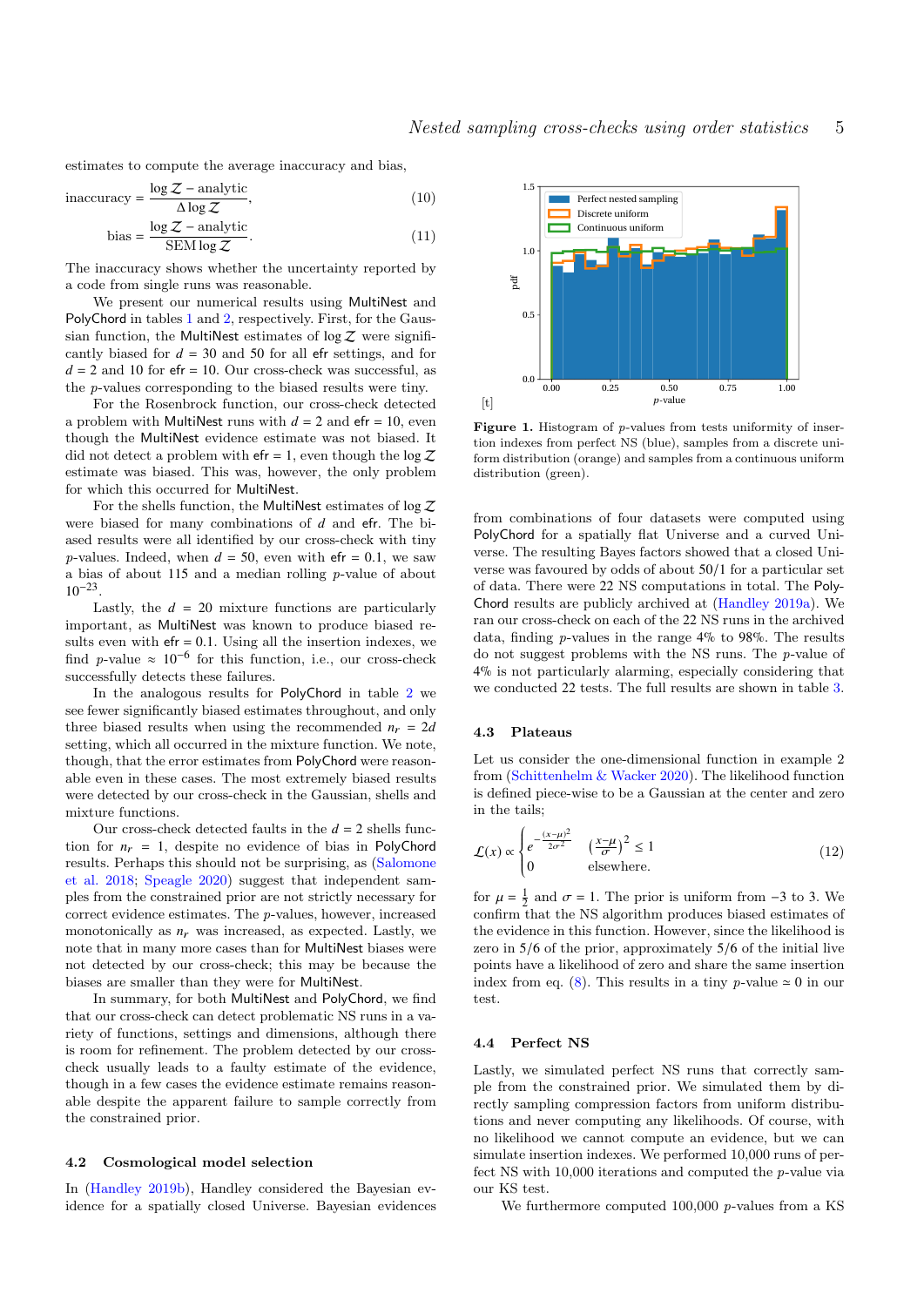estimates to compute the average inaccuracy and bias,

$$\text{inaccuracy} = \frac{\log \mathcal{Z} - \text{analytic}}{\Delta \log \mathcal{Z}}, \tag{10}$$

$$\text{bias} = \frac{\log \mathcal{Z} - \text{analytic}}{\text{SEM} \log \mathcal{Z}}. \tag{11}$$

The inaccuracy shows whether the uncertainty reported by a code from single runs was reasonable.

We present our numerical results using MultiNest and PolyChord in tables 1 and 2, respectively. First, for the Gaussian function, the MultiNest estimates of $\log \mathcal{Z}$ were significantly biased for $d = 30$ and $50$ for all efr settings, and for $d = 2$ and $10$ for efr = 10. Our cross-check was successful, as the $p$-values corresponding to the biased results were tiny.

For the Rosenbrock function, our cross-check detected a problem with MultiNest runs with $d = 2$ and efr = 10, even though the MultiNest evidence estimate was not biased. It did not detect a problem with efr = 1, even though the $\log \mathcal{Z}$ estimate was biased. This was, however, the only problem for which this occurred for MultiNest.

For the shells function, the MultiNest estimates of $\log \mathcal{Z}$ were biased for many combinations of $d$ and efr. The biased results were all identified by our cross-check with tiny $p$-values. Indeed, when $d = 50$, even with efr = 0.1, we saw a bias of about 115 and a median rolling $p$-value of about $10^{-23}$.

Lastly, the $d = 20$ mixture functions are particularly important, as MultiNest was known to produce biased results even with efr = 0.1. Using all the insertion indexes, we find $p$-value $\approx 10^{-6}$ for this function, i.e., our cross-check successfully detects these failures.

In the analogous results for PolyChord in table 2 we see fewer significantly biased estimates throughout, and only three biased results when using the recommended $n_r = 2d$ setting, which all occurred in the mixture function. We note, though, that the error estimates from PolyChord were reasonable even in these cases. The most extremely biased results were detected by our cross-check in the Gaussian, shells and mixture functions.

Our cross-check detected faults in the $d = 2$ shells function for $n_r = 1$, despite no evidence of bias in PolyChord results. Perhaps this should not be surprising, as (Salomone et al. 2018; Speagle 2020) suggest that independent samples from the constrained prior are not strictly necessary for correct evidence estimates. The $p$-values, however, increased monotonically as $n_r$ was increased, as expected. Lastly, we note that in many more cases than for MultiNest biases were not detected by our cross-check; this may be because the biases are smaller than they were for MultiNest.

In summary, for both MultiNest and PolyChord, we find that our cross-check can detect problematic NS runs in a variety of functions, settings and dimensions, although there is room for refinement. The problem detected by our cross-check usually leads to a faulty estimate of the evidence, though in a few cases the evidence estimate remains reasonable despite the apparent failure to sample correctly from the constrained prior.

## 4.2 Cosmological model selection

In (Handley 2019b), Handley considered the Bayesian evidence for a spatially closed Universe. Bayesian evidences from combinations of four datasets were computed using PolyChord for a spatially flat Universe and a curved Universe. The resulting Bayes factors showed that a closed Universe was favoured by odds of about 50/1 for a particular set of data. There were 22 NS computations in total. The PolyChord results are publicly archived at (Handley 2019a). We ran our cross-check on each of the 22 NS runs in the archived data, finding $p$-values in the range 4% to 98%. The results do not suggest problems with the NS runs. The $p$-value of 4% is not particularly alarming, especially considering that we conducted 22 tests. The full results are shown in table 3.

**Figure 1.** Histogram of $p$-values from tests uniformity of insertion indexes from perfect NS (blue), samples from a discrete uniform distribution (orange) and samples from a continuous uniform distribution (green).

## 4.3 Plateaus

Let us consider the one-dimensional function in example 2 from (Schittenhelm & Wacker 2020). The likelihood function is defined piece-wise to be a Gaussian at the center and zero in the tails;

$$\mathcal{L}(x) \propto \begin{cases} e^{-\frac{(x-\mu)^2}{2\sigma^2}} & \left(\frac{x-\mu}{\sigma}\right)^2 \leq 1 \\ 0 & \text{elsewhere.} \end{cases} \tag{12}$$

for $\mu = \frac{1}{2}$ and $\sigma = 1$. The prior is uniform from $-3$ to $3$. We confirm that the NS algorithm produces biased estimates of the evidence in this function. However, since the likelihood is zero in 5/6 of the prior, approximately 5/6 of the initial live points have a likelihood of zero and share the same insertion index from eq. (8). This results in a tiny $p$-value $\simeq 0$ in our test.

## 4.4 Perfect NS

Lastly, we simulated perfect NS runs that correctly sample from the constrained prior. We simulated them by directly sampling compression factors from uniform distributions and never computing any likelihoods. Of course, with no likelihood we cannot compute an evidence, but we can simulate insertion indexes. We performed 10,000 runs of perfect NS with 10,000 iterations and computed the $p$-value via our KS test.

We furthermore computed 100,000 $p$-values from a KS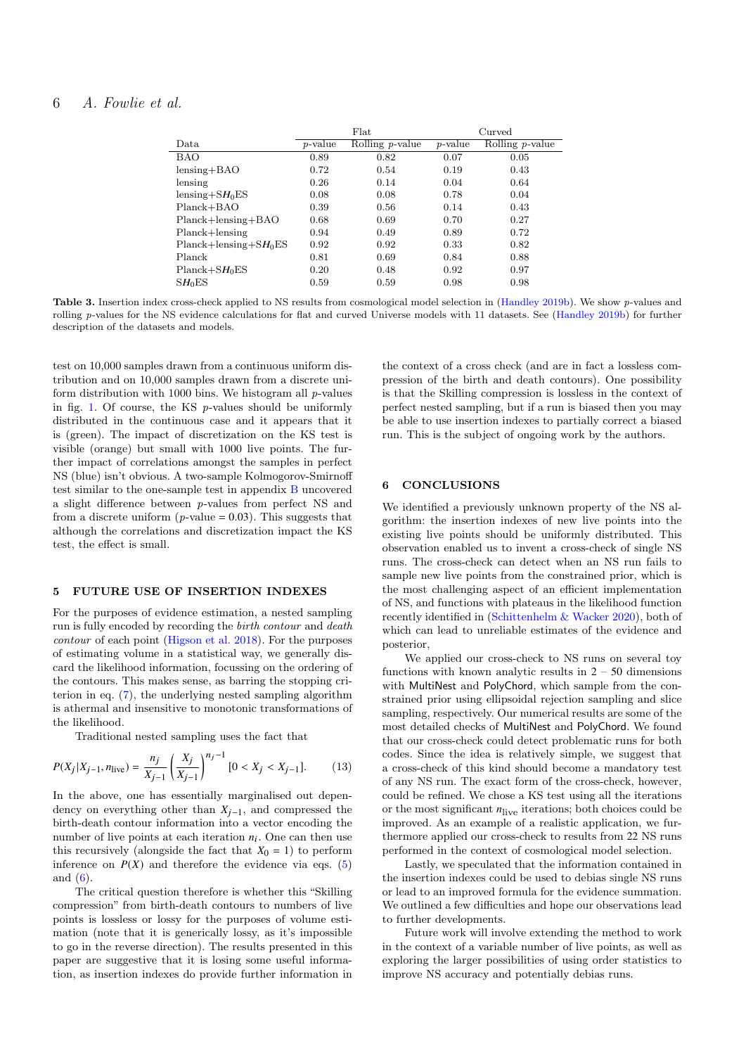| Data | Flat | | Curved | |
|---|---|---|---|---|
| | $p$-value | Rolling $p$-value | $p$-value | Rolling $p$-value |
| BAO | 0.89 | 0.82 | 0.07 | 0.05 |
| lensing+BAO | 0.72 | 0.54 | 0.19 | 0.43 |
| lensing | 0.26 | 0.14 | 0.04 | 0.64 |
| lensing+S$H_0$ES | 0.08 | 0.08 | 0.78 | 0.04 |
| Planck+BAO | 0.39 | 0.56 | 0.14 | 0.43 |
| Planck+lensing+BAO | 0.68 | 0.69 | 0.70 | 0.27 |
| Planck+lensing | 0.94 | 0.49 | 0.89 | 0.72 |
| Planck+lensing+S$H_0$ES | 0.92 | 0.92 | 0.33 | 0.82 |
| Planck | 0.81 | 0.69 | 0.84 | 0.88 |
| Planck+S$H_0$ES | 0.20 | 0.48 | 0.92 | 0.97 |
| S$H_0$ES | 0.59 | 0.59 | 0.98 | 0.98 |

**Table 3.** Insertion index cross-check applied to NS results from cosmological model selection in (Handley 2019b). We show $p$-values and rolling $p$-values for the NS evidence calculations for flat and curved Universe models with 11 datasets. See (Handley 2019b) for further description of the datasets and models.

test on 10,000 samples drawn from a continuous uniform distribution and on 10,000 samples drawn from a discrete uniform distribution with 1000 bins. We histogram all $p$-values in fig. 1. Of course, the KS $p$-values should be uniformly distributed in the continuous case and it appears that it is (green). The impact of discretization on the KS test is visible (orange) but small with 1000 live points. The further impact of correlations amongst the samples in perfect NS (blue) isn't obvious. A two-sample Kolmogorov-Smirnoff test similar to the one-sample test in appendix B uncovered a slight difference between $p$-values from perfect NS and from a discrete uniform ($p$-value = 0.03). This suggests that although the correlations and discretization impact the KS test, the effect is small.

## 5 FUTURE USE OF INSERTION INDEXES

For the purposes of evidence estimation, a nested sampling run is fully encoded by recording the *birth contour* and *death contour* of each point (Higson et al. 2018). For the purposes of estimating volume in a statistical way, we generally discard the likelihood information, focussing on the ordering of the contours. This makes sense, as barring the stopping criterion in eq. (7), the underlying nested sampling algorithm is athermal and insensitive to monotonic transformations of the likelihood.

Traditional nested sampling uses the fact that

$$P(X_j|X_{j-1}, n_{\text{live}}) = \frac{n_j}{X_{j-1}}\left(\frac{X_j}{X_{j-1}}\right)^{n_j-1}[0 < X_j < X_{j-1}]. \qquad (13)$$

In the above, one has essentially marginalised out dependency on everything other than $X_{j-1}$, and compressed the birth-death contour information into a vector encoding the number of live points at each iteration $n_i$. One can then use this recursively (alongside the fact that $X_0 = 1$) to perform inference on $P(X)$ and therefore the evidence via eqs. (5) and (6).

The critical question therefore is whether this "Skilling compression" from birth-death contours to numbers of live points is lossless or lossy for the purposes of volume estimation (note that it is generically lossy, as it's impossible to go in the reverse direction). The results presented in this paper are suggestive that it is losing some useful information, as insertion indexes do provide further information in the context of a cross check (and are in fact a lossless compression of the birth and death contours). One possibility is that the Skilling compression is lossless in the context of perfect nested sampling, but if a run is biased then you may be able to use insertion indexes to partially correct a biased run. This is the subject of ongoing work by the authors.

## 6 CONCLUSIONS

We identified a previously unknown property of the NS algorithm: the insertion indexes of new live points into the existing live points should be uniformly distributed. This observation enabled us to invent a cross-check of single NS runs. The cross-check can detect when an NS run fails to sample new live points from the constrained prior, which is the most challenging aspect of an efficient implementation of NS, and functions with plateaus in the likelihood function recently identified in (Schittenhelm & Wacker 2020), both of which can lead to unreliable estimates of the evidence and posterior,

We applied our cross-check to NS runs on several toy functions with known analytic results in 2 – 50 dimensions with MultiNest and PolyChord, which sample from the constrained prior using ellipsoidal rejection sampling and slice sampling, respectively. Our numerical results are some of the most detailed checks of MultiNest and PolyChord. We found that our cross-check could detect problematic runs for both codes. Since the idea is relatively simple, we suggest that a cross-check of this kind should become a mandatory test of any NS run. The exact form of the cross-check, however, could be refined. We chose a KS test using all the iterations or the most significant $n_{\text{live}}$ iterations; both choices could be improved. As an example of a realistic application, we furthermore applied our cross-check to results from 22 NS runs performed in the context of cosmological model selection.

Lastly, we speculated that the information contained in the insertion indexes could be used to debias single NS runs or lead to an improved formula for the evidence summation. We outlined a few difficulties and hope our observations lead to further developments.

Future work will involve extending the method to work in the context of a variable number of live points, as well as exploring the larger possibilities of using order statistics to improve NS accuracy and potentially debias runs.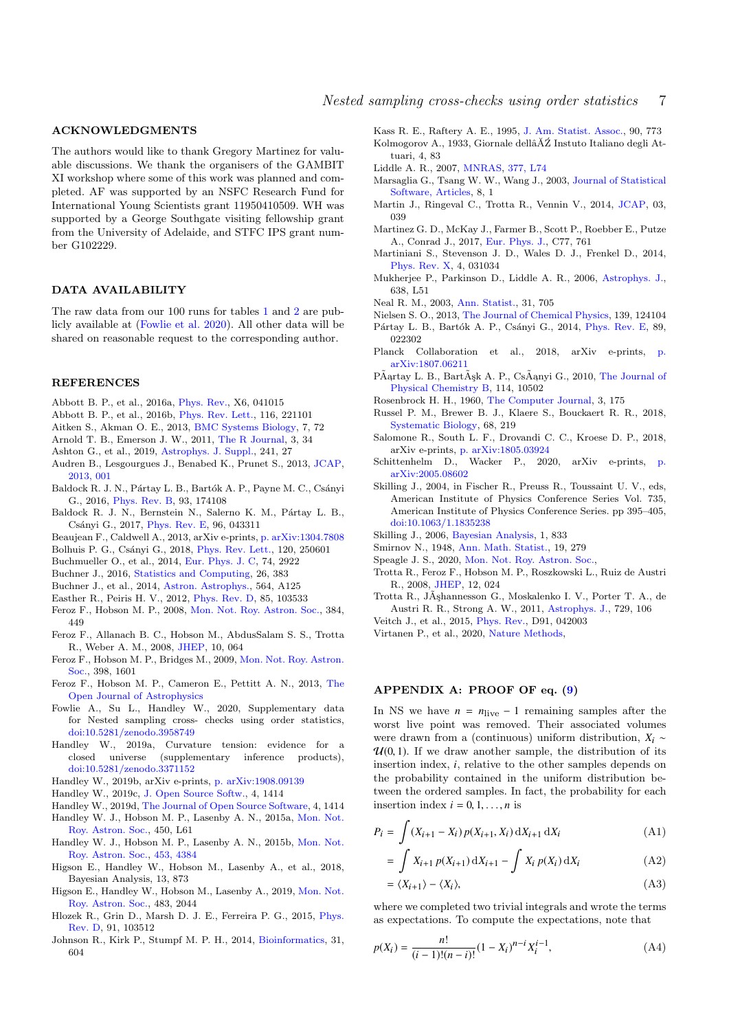## ACKNOWLEDGMENTS

The authors would like to thank Gregory Martinez for valuable discussions. We thank the organisers of the GAMBIT XI workshop where some of this work was planned and completed. AF was supported by an NSFC Research Fund for International Young Scientists grant 11950410509. WH was supported by a George Southgate visiting fellowship grant from the University of Adelaide, and STFC IPS grant number G102229.

## DATA AVAILABILITY

The raw data from our 100 runs for tables 1 and 2 are publicly available at (Fowlie et al. 2020). All other data will be shared on reasonable request to the corresponding author.

## REFERENCES

Abbott B. P., et al., 2016a, Phys. Rev., X6, 041015
Abbott B. P., et al., 2016b, Phys. Rev. Lett., 116, 221101
Aitken S., Akman O. E., 2013, BMC Systems Biology, 7, 72
Arnold T. B., Emerson J. W., 2011, The R Journal, 3, 34
Ashton G., et al., 2019, Astrophys. J. Suppl., 241, 27
Audren B., Lesgourgues J., Benabed K., Prunet S., 2013, JCAP, 2013, 001
Baldock R. J. N., Pártay L. B., Bartók A. P., Payne M. C., Csányi G., 2016, Phys. Rev. B, 93, 174108
Baldock R. J. N., Bernstein N., Salerno K. M., Pártay L. B., Csányi G., 2017, Phys. Rev. E, 96, 043311
Beaujean F., Caldwell A., 2013, arXiv e-prints, p. arXiv:1304.7808
Bolhuis P. G., Csányi G., 2018, Phys. Rev. Lett., 120, 250601
Buchmueller O., et al., 2014, Eur. Phys. J. C, 74, 2922
Buchner J., 2016, Statistics and Computing, 26, 383
Buchner J., et al., 2014, Astron. Astrophys., 564, A125
Easther R., Peiris H. V., 2012, Phys. Rev. D, 85, 103533
Feroz F., Hobson M. P., 2008, Mon. Not. Roy. Astron. Soc., 384, 449
Feroz F., Allanach B. C., Hobson M., AbdusSalam S. S., Trotta R., Weber A. M., 2008, JHEP, 10, 064
Feroz F., Hobson M. P., Bridges M., 2009, Mon. Not. Roy. Astron. Soc., 398, 1601
Feroz F., Hobson M. P., Cameron E., Pettitt A. N., 2013, The Open Journal of Astrophysics
Fowlie A., Su L., Handley W., 2020, Supplementary data for Nested sampling cross- checks using order statistics, doi:10.5281/zenodo.3958749
Handley W., 2019a, Curvature tension: evidence for a closed universe (supplementary inference products), doi:10.5281/zenodo.3371152
Handley W., 2019b, arXiv e-prints, p. arXiv:1908.09139
Handley W., 2019c, J. Open Source Softw., 4, 1414
Handley W., 2019d, The Journal of Open Source Software, 4, 1414
Handley W. J., Hobson M. P., Lasenby A. N., 2015a, Mon. Not. Roy. Astron. Soc., 450, L61
Handley W. J., Hobson M. P., Lasenby A. N., 2015b, Mon. Not. Roy. Astron. Soc., 453, 4384
Higson E., Handley W., Hobson M., Lasenby A., et al., 2018, Bayesian Analysis, 13, 873
Higson E., Handley W., Hobson M., Lasenby A., 2019, Mon. Not. Roy. Astron. Soc., 483, 2044
Hlozek R., Grin D., Marsh D. J. E., Ferreira P. G., 2015, Phys. Rev. D, 91, 103512
Johnson R., Kirk P., Stumpf M. P. H., 2014, Bioinformatics, 31, 604
Kass R. E., Raftery A. E., 1995, J. Am. Statist. Assoc., 90, 773
Kolmogorov A., 1933, Giornale dellâĂŹ Instuto Italiano degli Attuari, 4, 83
Liddle A. R., 2007, MNRAS, 377, L74
Marsaglia G., Tsang W. W., Wang J., 2003, Journal of Statistical Software, Articles, 8, 1
Martin J., Ringeval C., Trotta R., Vennin V., 2014, JCAP, 03, 039
Martinez G. D., McKay J., Farmer B., Scott P., Roebber E., Putze A., Conrad J., 2017, Eur. Phys. J., C77, 761
Martiniani S., Stevenson J. D., Wales D. J., Frenkel D., 2014, Phys. Rev. X, 4, 031034
Mukherjee P., Parkinson D., Liddle A. R., 2006, Astrophys. J., 638, L51
Neal R. M., 2003, Ann. Statist., 31, 705
Nielsen S. O., 2013, The Journal of Chemical Physics, 139, 124104
Pártay L. B., Bartók A. P., Csányi G., 2014, Phys. Rev. E, 89, 022302
Planck Collaboration et al., 2018, arXiv e-prints, p. arXiv:1807.06211
PÃąrtay L. B., BartÃşk A. P., CsÃąnyi G., 2010, The Journal of Physical Chemistry B, 114, 10502
Rosenbrock H. H., 1960, The Computer Journal, 3, 175
Russel P. M., Brewer B. J., Klaere S., Bouckaert R. R., 2018, Systematic Biology, 68, 219
Salomone R., South L. F., Drovandi C. C., Kroese D. P., 2018, arXiv e-prints, p. arXiv:1805.03924
Schittenhelm D., Wacker P., 2020, arXiv e-prints, p. arXiv:2005.08602
Skilling J., 2004, in Fischer R., Preuss R., Toussaint U. V., eds, American Institute of Physics Conference Series Vol. 735, American Institute of Physics Conference Series. pp 395–405, doi:10.1063/1.1835238
Skilling J., 2006, Bayesian Analysis, 1, 833
Smirnov N., 1948, Ann. Math. Statist., 19, 279
Speagle J. S., 2020, Mon. Not. Roy. Astron. Soc.,
Trotta R., Feroz F., Hobson M. P., Roszkowski L., Ruiz de Austri R., 2008, JHEP, 12, 024
Trotta R., JÃşhannesson G., Moskalenko I. V., Porter T. A., de Austri R. R., Strong A. W., 2011, Astrophys. J., 729, 106
Veitch J., et al., 2015, Phys. Rev., D91, 042003
Virtanen P., et al., 2020, Nature Methods,

## APPENDIX A: PROOF OF eq. (9)

In NS we have $n = n_{\text{live}} - 1$ remaining samples after the worst live point was removed. Their associated volumes were drawn from a (continuous) uniform distribution, $X_i \sim \mathcal{U}(0, 1)$. If we draw another sample, the distribution of its insertion index, $i$, relative to the other samples depends on the probability contained in the uniform distribution between the ordered samples. In fact, the probability for each insertion index $i = 0, 1, \ldots, n$ is

$$P_i = \int (X_{i+1} - X_i)\, p(X_{i+1}, X_i)\, \mathrm{d}X_{i+1}\, \mathrm{d}X_i \tag{A1}$$

$$= \int X_{i+1}\, p(X_{i+1})\, \mathrm{d}X_{i+1} - \int X_i\, p(X_i)\, \mathrm{d}X_i \tag{A2}$$

$$= \langle X_{i+1} \rangle - \langle X_i \rangle, \tag{A3}$$

where we completed two trivial integrals and wrote the terms as expectations. To compute the expectations, note that

$$p(X_i) = \frac{n!}{(i-1)!(n-i)!} (1 - X_i)^{n-i} X_i^{i-1}, \tag{A4}$$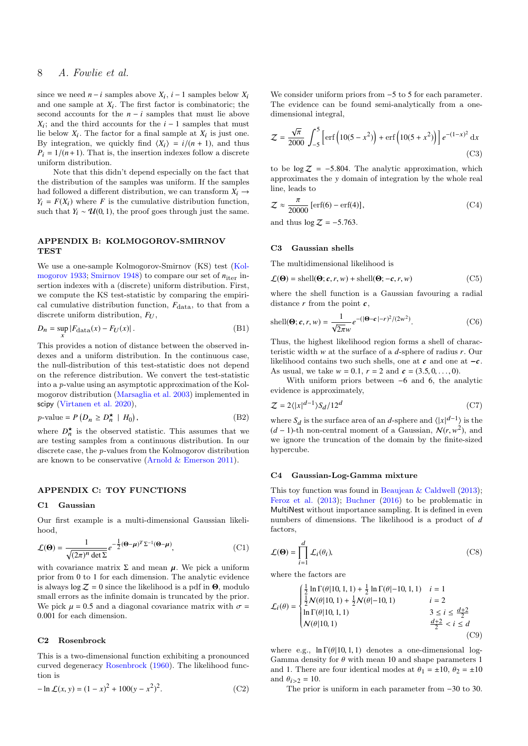since we need $n-i$ samples above $X_i$, $i-1$ samples below $X_i$ and one sample at $X_i$. The first factor is combinatoric; the second accounts for the $n-i$ samples that must lie above $X_i$; and the third accounts for the $i-1$ samples that must lie below $X_i$. The factor for a final sample at $X_i$ is just one. By integration, we quickly find $\langle X_i \rangle = i/(n+1)$, and thus $P_i = 1/(n+1)$. That is, the insertion indexes follow a discrete uniform distribution.

Note that this didn't depend especially on the fact that the distribution of the samples was uniform. If the samples had followed a different distribution, we can transform $X_i \to Y_i = F(X_i)$ where $F$ is the cumulative distribution function, such that $Y_i \sim \mathcal{U}(0,1)$, the proof goes through just the same.

## APPENDIX B: KOLMOGOROV-SMIRNOV TEST

We use a one-sample Kolmogorov-Smirnov (KS) test (Kolmogorov 1933; Smirnov 1948) to compare our set of $n_{\text{iter}}$ insertion indexes with a (discrete) uniform distribution. First, we compute the KS test-statistic by comparing the empirical cumulative distribution function, $F_{\text{data}}$, to that from a discrete uniform distribution, $F_U$,

$$D_n = \sup_x |F_{\text{data}}(x) - F_U(x)|. \tag{B1}$$

This provides a notion of distance between the observed indexes and a uniform distribution. In the continuous case, the null-distribution of this test-statistic does not depend on the reference distribution. We convert the test-statistic into a $p$-value using an asymptotic approximation of the Kolmogorov distribution (Marsaglia et al. 2003) implemented in scipy (Virtanen et al. 2020),

$$p\text{-value} = P\left(D_n \geq D_n^\star \mid H_0\right), \tag{B2}$$

where $D_n^\star$ is the observed statistic. This assumes that we are testing samples from a continuous distribution. In our discrete case, the $p$-values from the Kolmogorov distribution are known to be conservative (Arnold & Emerson 2011).

## APPENDIX C: TOY FUNCTIONS

### C1 Gaussian

Our first example is a multi-dimensional Gaussian likelihood,

$$\mathcal{L}(\mathbf{\Theta}) = \frac{1}{\sqrt{(2\pi)^n \det \Sigma}} e^{-\frac{1}{2}(\mathbf{\Theta}-\boldsymbol{\mu})^T \Sigma^{-1}(\mathbf{\Theta}-\boldsymbol{\mu})}, \tag{C1}$$

with covariance matrix $\Sigma$ and mean $\boldsymbol{\mu}$. We pick a uniform prior from 0 to 1 for each dimension. The analytic evidence is always $\log \mathcal{Z} = 0$ since the likelihood is a pdf in $\mathbf{\Theta}$, modulo small errors as the infinite domain is truncated by the prior. We pick $\mu = 0.5$ and a diagonal covariance matrix with $\sigma = 0.001$ for each dimension.

### C2 Rosenbrock

This is a two-dimensional function exhibiting a pronounced curved degeneracy Rosenbrock (1960). The likelihood function is

$$-\ln \mathcal{L}(x, y) = (1-x)^2 + 100(y - x^2)^2. \tag{C2}$$

We consider uniform priors from −5 to 5 for each parameter. The evidence can be found semi-analytically from a one-dimensional integral,

$$\mathcal{Z} = \frac{\sqrt{\pi}}{2000} \int_{-5}^{5} \left[\text{erf}\left(10(5-x^2)\right) + \text{erf}\left(10(5+x^2)\right)\right] e^{-(1-x)^2}\, \mathrm{d}x \tag{C3}$$

to be $\log \mathcal{Z} = -5.804$. The analytic approximation, which approximates the $y$ domain of integration by the whole real line, leads to

$$\mathcal{Z} \approx \frac{\pi}{20000}\left[\text{erf}(6) - \text{erf}(4)\right], \tag{C4}$$

and thus $\log \mathcal{Z} = -5.763$.

### C3 Gaussian shells

The multidimensional likelihood is

$$\mathcal{L}(\mathbf{\Theta}) = \text{shell}(\mathbf{\Theta}; \boldsymbol{c}, r, w) + \text{shell}(\mathbf{\Theta}; -\boldsymbol{c}, r, w) \tag{C5}$$

where the shell function is a Gaussian favouring a radial distance $r$ from the point $\boldsymbol{c}$,

$$\text{shell}(\mathbf{\Theta}; \boldsymbol{c}, r, w) = \frac{1}{\sqrt{2\pi} w} e^{-(|\mathbf{\Theta}-\boldsymbol{c}|-r)^2/(2w^2)}. \tag{C6}$$

Thus, the highest likelihood region forms a shell of characteristic width $w$ at the surface of a $d$-sphere of radius $r$. Our likelihood contains two such shells, one at $\boldsymbol{c}$ and one at $-\boldsymbol{c}$. As usual, we take $w = 0.1$, $r = 2$ and $\boldsymbol{c} = (3.5, 0, \ldots, 0)$.

With uniform priors between −6 and 6, the analytic evidence is approximately,

$$\mathcal{Z} = 2\langle |x|^{d-1} \rangle S_d / 12^d \tag{C7}$$

where $S_d$ is the surface area of an $d$-sphere and $\langle |x|^{d-1} \rangle$ is the $(d-1)$-th non-central moment of a Gaussian, $\mathcal{N}(r, w^2)$, and we ignore the truncation of the domain by the finite-sized hypercube.

### C4 Gaussian-Log-Gamma mixture

This toy function was found in Beaujean & Caldwell (2013); Feroz et al. (2013); Buchner (2016) to be problematic in MultiNest without importance sampling. It is defined in even numbers of dimensions. The likelihood is a product of $d$ factors,

$$\mathcal{L}(\mathbf{\Theta}) = \prod_{i=1}^{d} \mathcal{L}_i(\theta_i), \tag{C8}$$

where the factors are

$$\mathcal{L}_i(\theta) = \begin{cases} \frac{1}{2}\ln\Gamma(\theta|10,1,1) + \frac{1}{2}\ln\Gamma(\theta|-10,1,1) & i = 1 \\ \frac{1}{2}\mathcal{N}(\theta|10,1) + \frac{1}{2}\mathcal{N}(\theta|-10,1) & i = 2 \\ \ln\Gamma(\theta|10,1,1) & 3 \leq i \leq \frac{d+2}{2} \\ \mathcal{N}(\theta|10,1) & \frac{d+2}{2} < i \leq d \end{cases} \tag{C9}$$

where e.g., $\ln\Gamma(\theta|10,1,1)$ denotes a one-dimensional log-Gamma density for $\theta$ with mean 10 and shape parameters 1 and 1. There are four identical modes at $\theta_1 = \pm 10$, $\theta_2 = \pm 10$ and $\theta_{i>2} = 10$.

The prior is uniform in each parameter from −30 to 30.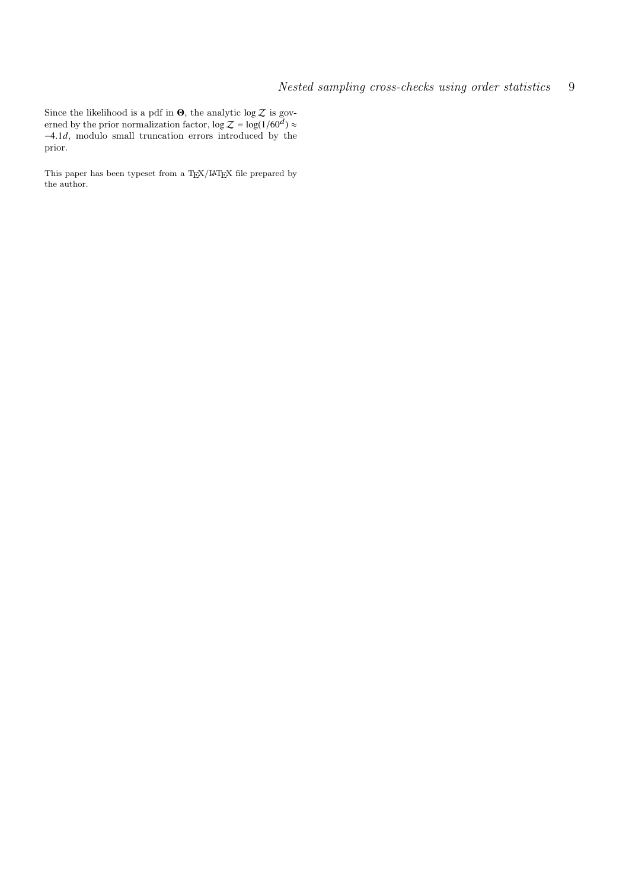Since the likelihood is a pdf in $\mathbf{\Theta}$, the analytic $\log \mathcal{Z}$ is governed by the prior normalization factor, $\log \mathcal{Z} = \log(1/60^d) \approx -4.1d$, modulo small truncation errors introduced by the prior.

This paper has been typeset from a TEX/LATEX file prepared by the author.